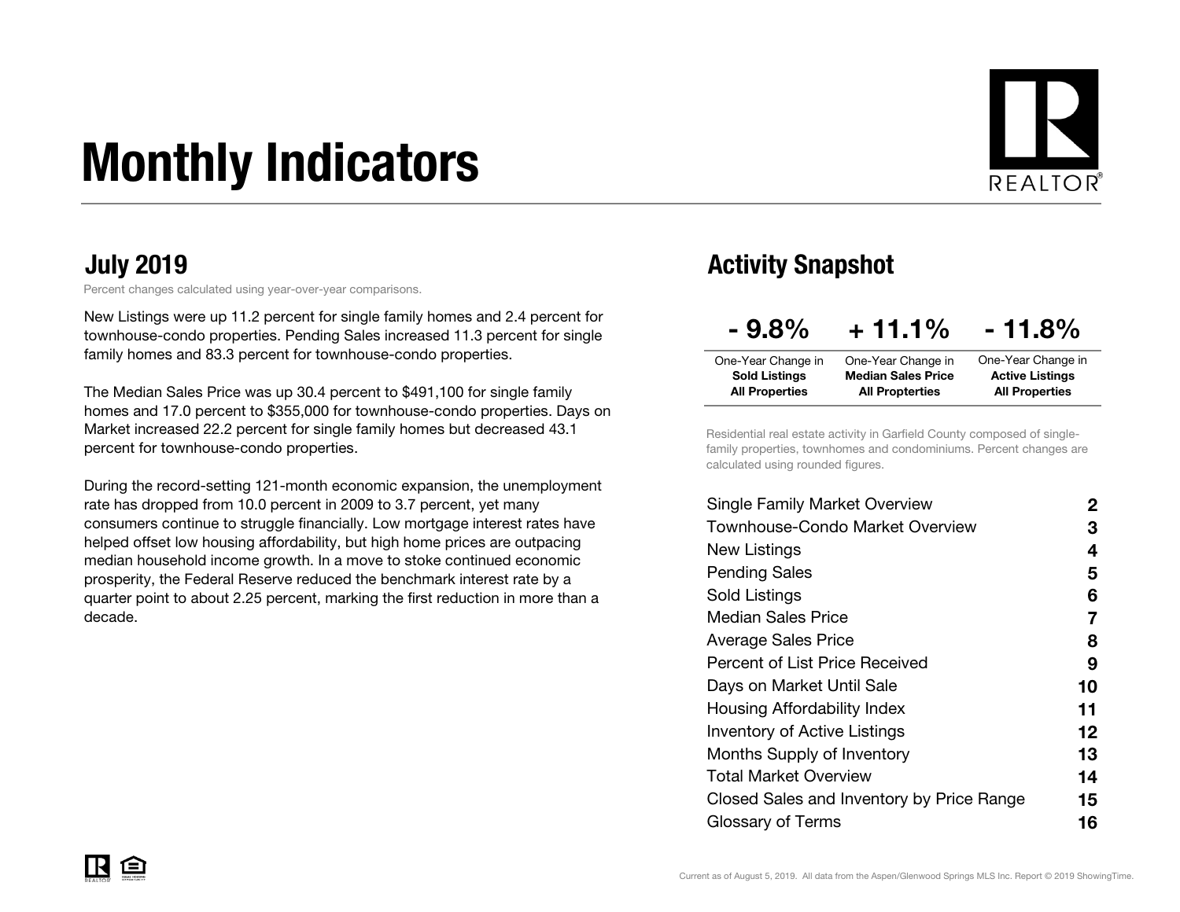# Monthly Indicators

## July 2019

Percent changes calculated using year-over-year comparisons.

New Listings were up 11.2 percent for single family homes and 2.4 percent for townhouse-condo properties. Pending Sales increased 11.3 percent for single family homes and 83.3 percent for townhouse-condo properties.

The Median Sales Price was up 30.4 percent to $491,100 for single family homes and 17.0 percent to $355,000 for townhouse-condo properties. Days on Market increased 22.2 percent for single family homes but decreased 43.1 percent for townhouse-condo properties.

During the record-setting 121-month economic expansion, the unemployment rate has dropped from 10.0 percent in 2009 to 3.7 percent, yet many consumers continue to struggle financially. Low mortgage interest rates have helped offset low housing affordability, but high home prices are outpacing median household income growth. In a move to stoke continued economic prosperity, the Federal Reserve reduced the benchmark interest rate by a quarter point to about 2.25 percent, marking the first reduction in more than a decade.

## Activity Snapshot

| - 9.8% | + 11.1% | - 11.8% |
|---|---|---|
| One-Year Change in **Sold Listings All Properties** | One-Year Change in **Median Sales Price All Properties** | One-Year Change in **Active Listings All Properties** |

Residential real estate activity in Garfield County composed of single-family properties, townhomes and condominiums. Percent changes are calculated using rounded figures.

| | |
|---|---|
| Single Family Market Overview | 2 |
| Townhouse-Condo Market Overview | 3 |
| New Listings | 4 |
| Pending Sales | 5 |
| Sold Listings | 6 |
| Median Sales Price | 7 |
| Average Sales Price | 8 |
| Percent of List Price Received | 9 |
| Days on Market Until Sale | 10 |
| Housing Affordability Index | 11 |
| Inventory of Active Listings | 12 |
| Months Supply of Inventory | 13 |
| Total Market Overview | 14 |
| Closed Sales and Inventory by Price Range | 15 |
| Glossary of Terms | 16 |

Current as of August 5, 2019. All data from the Aspen/Glenwood Springs MLS Inc. Report © 2019 ShowingTime.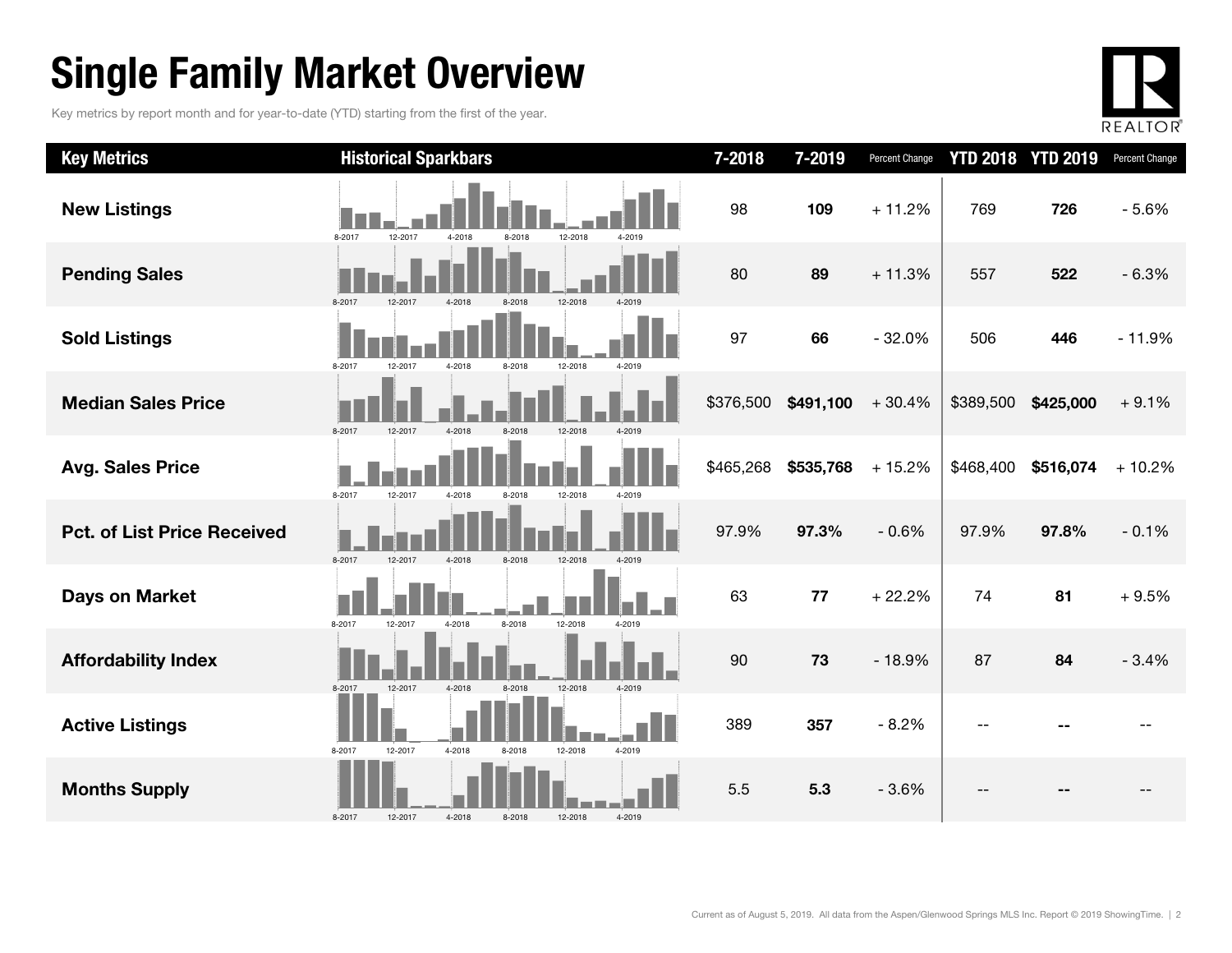# Single Family Market Overview

Key metrics by report month and for year-to-date (YTD) starting from the first of the year.

| Key Metrics | Historical Sparkbars | 7-2018 | 7-2019 | Percent Change | YTD 2018 | YTD 2019 | Percent Change |
|---|---|---|---|---|---|---|---|
| New Listings | 8-2017 12-2017 4-2018 8-2018 12-2018 4-2019 | 98 | **109** | + 11.2% | 769 | **726** | - 5.6% |
| Pending Sales | 8-2017 12-2017 4-2018 8-2018 12-2018 4-2019 | 80 | **89** | + 11.3% | 557 | **522** | - 6.3% |
| Sold Listings | 8-2017 12-2017 4-2018 8-2018 12-2018 4-2019 | 97 | **66** | - 32.0% | 506 | **446** | - 11.9% |
| Median Sales Price | 8-2017 12-2017 4-2018 8-2018 12-2018 4-2019 | $376,500 | **$491,100** | + 30.4% | $389,500 | **$425,000** | + 9.1% |
| Avg. Sales Price | 8-2017 12-2017 4-2018 8-2018 12-2018 4-2019 | $465,268 | **$535,768** | + 15.2% | $468,400 | **$516,074** | + 10.2% |
| Pct. of List Price Received | 8-2017 12-2017 4-2018 8-2018 12-2018 4-2019 | 97.9% | **97.3%** | - 0.6% | 97.9% | **97.8%** | - 0.1% |
| Days on Market | 8-2017 12-2017 4-2018 8-2018 12-2018 4-2019 | 63 | **77** | + 22.2% | 74 | **81** | + 9.5% |
| Affordability Index | 8-2017 12-2017 4-2018 8-2018 12-2018 4-2019 | 90 | **73** | - 18.9% | 87 | **84** | - 3.4% |
| Active Listings | 8-2017 12-2017 4-2018 8-2018 12-2018 4-2019 | 389 | **357** | - 8.2% | -- | **--** | -- |
| Months Supply | 8-2017 12-2017 4-2018 8-2018 12-2018 4-2019 | 5.5 | **5.3** | - 3.6% | -- | **--** | -- |

Current as of August 5, 2019. All data from the Aspen/Glenwood Springs MLS Inc. Report © 2019 ShowingTime.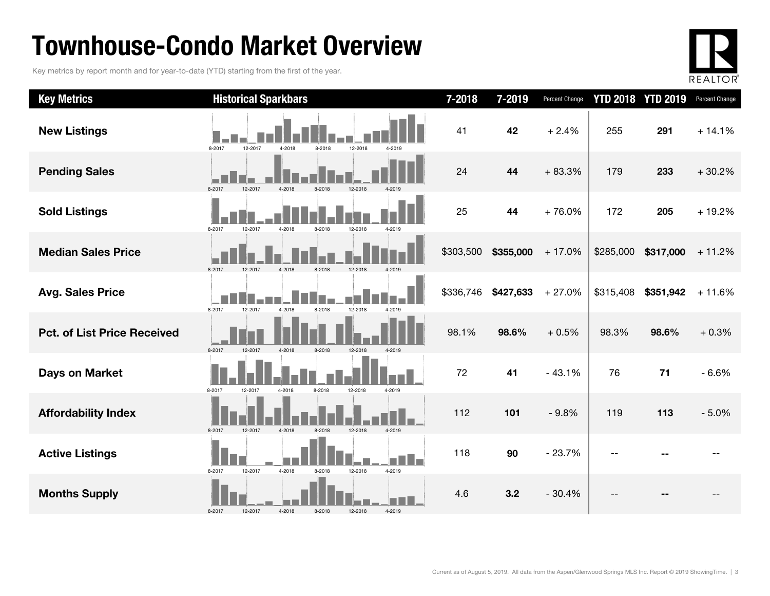# Townhouse-Condo Market Overview

Key metrics by report month and for year-to-date (YTD) starting from the first of the year.

| Key Metrics | Historical Sparkbars | 7-2018 | 7-2019 | Percent Change | YTD 2018 | YTD 2019 | Percent Change |
|---|---|---|---|---|---|---|---|
| **New Listings** | 8-2017 12-2017 4-2018 8-2018 12-2018 4-2019 | 41 | **42** | + 2.4% | 255 | **291** | + 14.1% |
| **Pending Sales** | 8-2017 12-2017 4-2018 8-2018 12-2018 4-2019 | 24 | **44** | + 83.3% | 179 | **233** | + 30.2% |
| **Sold Listings** | 8-2017 12-2017 4-2018 8-2018 12-2018 4-2019 | 25 | **44** | + 76.0% | 172 | **205** | + 19.2% |
| **Median Sales Price** | 8-2017 12-2017 4-2018 8-2018 12-2018 4-2019 | $303,500 | **$355,000** | + 17.0% | $285,000 | **$317,000** | + 11.2% |
| **Avg. Sales Price** | 8-2017 12-2017 4-2018 8-2018 12-2018 4-2019 | $336,746 | **$427,633** | + 27.0% | $315,408 | **$351,942** | + 11.6% |
| **Pct. of List Price Received** | 8-2017 12-2017 4-2018 8-2018 12-2018 4-2019 | 98.1% | **98.6%** | + 0.5% | 98.3% | **98.6%** | + 0.3% |
| **Days on Market** | 8-2017 12-2017 4-2018 8-2018 12-2018 4-2019 | 72 | **41** | - 43.1% | 76 | **71** | - 6.6% |
| **Affordability Index** | 8-2017 12-2017 4-2018 8-2018 12-2018 4-2019 | 112 | **101** | - 9.8% | 119 | **113** | - 5.0% |
| **Active Listings** | 8-2017 12-2017 4-2018 8-2018 12-2018 4-2019 | 118 | **90** | - 23.7% | -- | **--** | -- |
| **Months Supply** | 8-2017 12-2017 4-2018 8-2018 12-2018 4-2019 | 4.6 | **3.2** | - 30.4% | -- | **--** | -- |

Current as of August 5, 2019. All data from the Aspen/Glenwood Springs MLS Inc. Report © 2019 ShowingTime.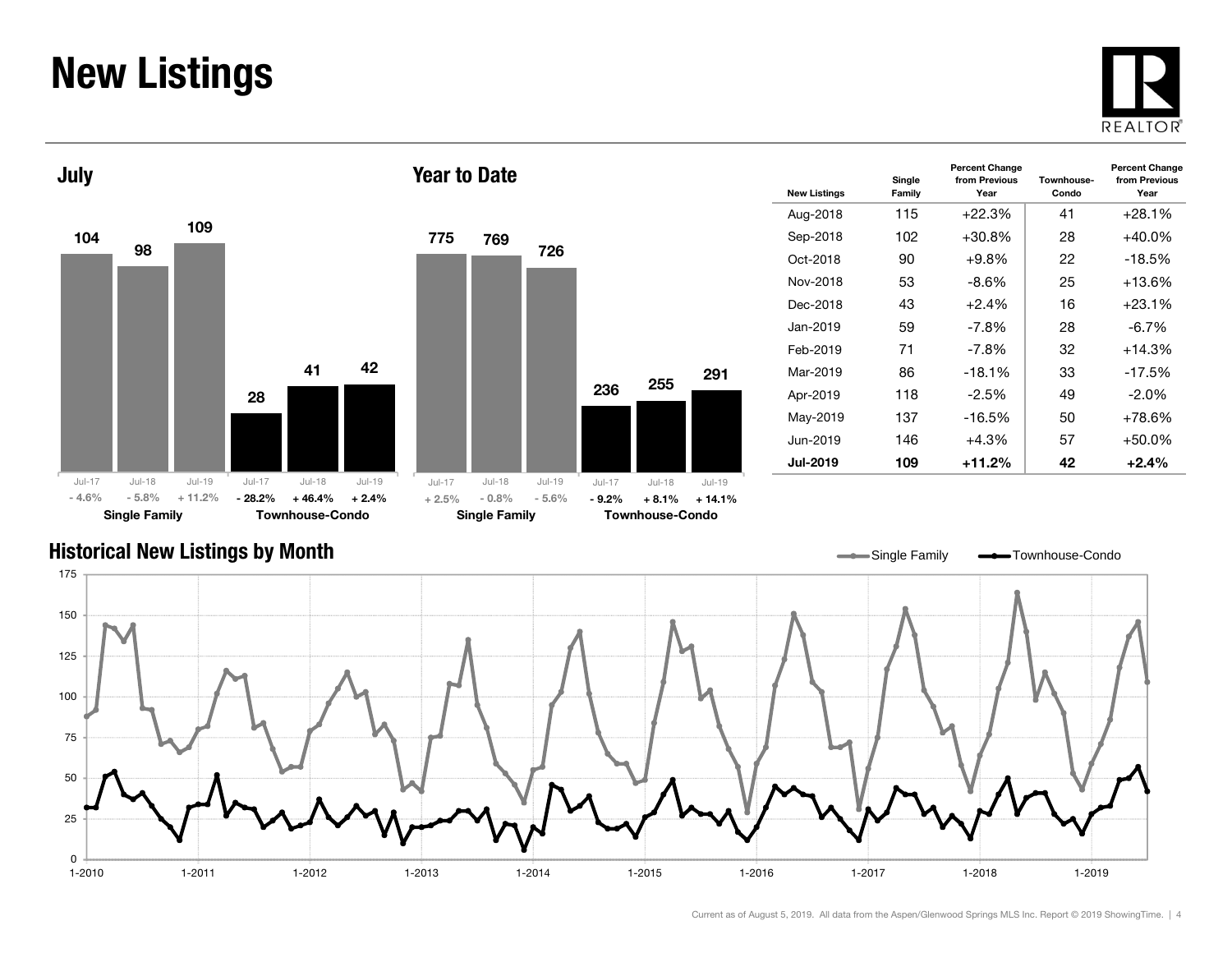# New Listings

## July

| | Jul-17 | Jul-18 | Jul-19 |
|---|---|---|---|
| Single Family | 104 | 98 | 109 |
| Percent Change | - 4.6% | - 5.8% | + 11.2% |
| Townhouse-Condo | 28 | 41 | 42 |
| Percent Change | - 28.2% | + 46.4% | + 2.4% |

## Year to Date

| | Jul-17 | Jul-18 | Jul-19 |
|---|---|---|---|
| Single Family | 775 | 769 | 726 |
| Percent Change | + 2.5% | - 0.8% | - 5.6% |
| Townhouse-Condo | 236 | 255 | 291 |
| Percent Change | - 9.2% | + 8.1% | + 14.1% |

| New Listings | Single Family | Percent Change from Previous Year | Townhouse-Condo | Percent Change from Previous Year |
|---|---|---|---|---|
| Aug-2018 | 115 | +22.3% | 41 | +28.1% |
| Sep-2018 | 102 | +30.8% | 28 | +40.0% |
| Oct-2018 | 90 | +9.8% | 22 | -18.5% |
| Nov-2018 | 53 | -8.6% | 25 | +13.6% |
| Dec-2018 | 43 | +2.4% | 16 | +23.1% |
| Jan-2019 | 59 | -7.8% | 28 | -6.7% |
| Feb-2019 | 71 | -7.8% | 32 | +14.3% |
| Mar-2019 | 86 | -18.1% | 33 | -17.5% |
| Apr-2019 | 118 | -2.5% | 49 | -2.0% |
| May-2019 | 137 | -16.5% | 50 | +78.6% |
| Jun-2019 | 146 | +4.3% | 57 | +50.0% |
| **Jul-2019** | **109** | **+11.2%** | **42** | **+2.4%** |

## Historical New Listings by Month

Single Family — Townhouse-Condo

Current as of August 5, 2019. All data from the Aspen/Glenwood Springs MLS Inc. Report © 2019 ShowingTime.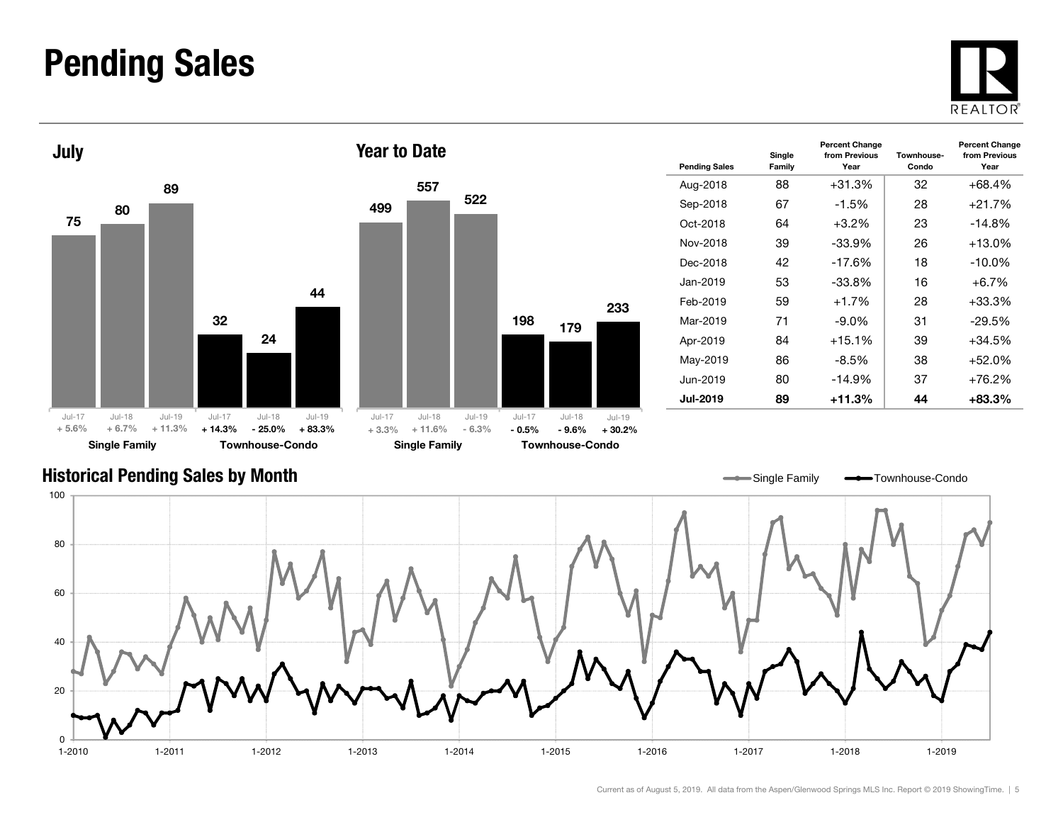# Pending Sales

## July

| | Jul-17 | Jul-18 | Jul-19 |
|---|---|---|---|
| Single Family | 75 | 80 | 89 |
| Percent Change | + 5.6% | + 6.7% | + 11.3% |
| Townhouse-Condo | 32 | 24 | 44 |
| Percent Change | + 14.3% | - 25.0% | + 83.3% |

## Year to Date

| | Jul-17 | Jul-18 | Jul-19 |
|---|---|---|---|
| Single Family | 499 | 557 | 522 |
| Percent Change | + 3.3% | + 11.6% | - 6.3% |
| Townhouse-Condo | 198 | 179 | 233 |
| Percent Change | - 0.5% | - 9.6% | + 30.2% |

| Pending Sales | Single Family | Percent Change from Previous Year | Townhouse-Condo | Percent Change from Previous Year |
|---|---|---|---|---|
| Aug-2018 | 88 | +31.3% | 32 | +68.4% |
| Sep-2018 | 67 | -1.5% | 28 | +21.7% |
| Oct-2018 | 64 | +3.2% | 23 | -14.8% |
| Nov-2018 | 39 | -33.9% | 26 | +13.0% |
| Dec-2018 | 42 | -17.6% | 18 | -10.0% |
| Jan-2019 | 53 | -33.8% | 16 | +6.7% |
| Feb-2019 | 59 | +1.7% | 28 | +33.3% |
| Mar-2019 | 71 | -9.0% | 31 | -29.5% |
| Apr-2019 | 84 | +15.1% | 39 | +34.5% |
| May-2019 | 86 | -8.5% | 38 | +52.0% |
| Jun-2019 | 80 | -14.9% | 37 | +76.2% |
| **Jul-2019** | **89** | **+11.3%** | **44** | **+83.3%** |

## Historical Pending Sales by Month

Single Family — Townhouse-Condo

Current as of August 5, 2019. All data from the Aspen/Glenwood Springs MLS Inc. Report © 2019 ShowingTime.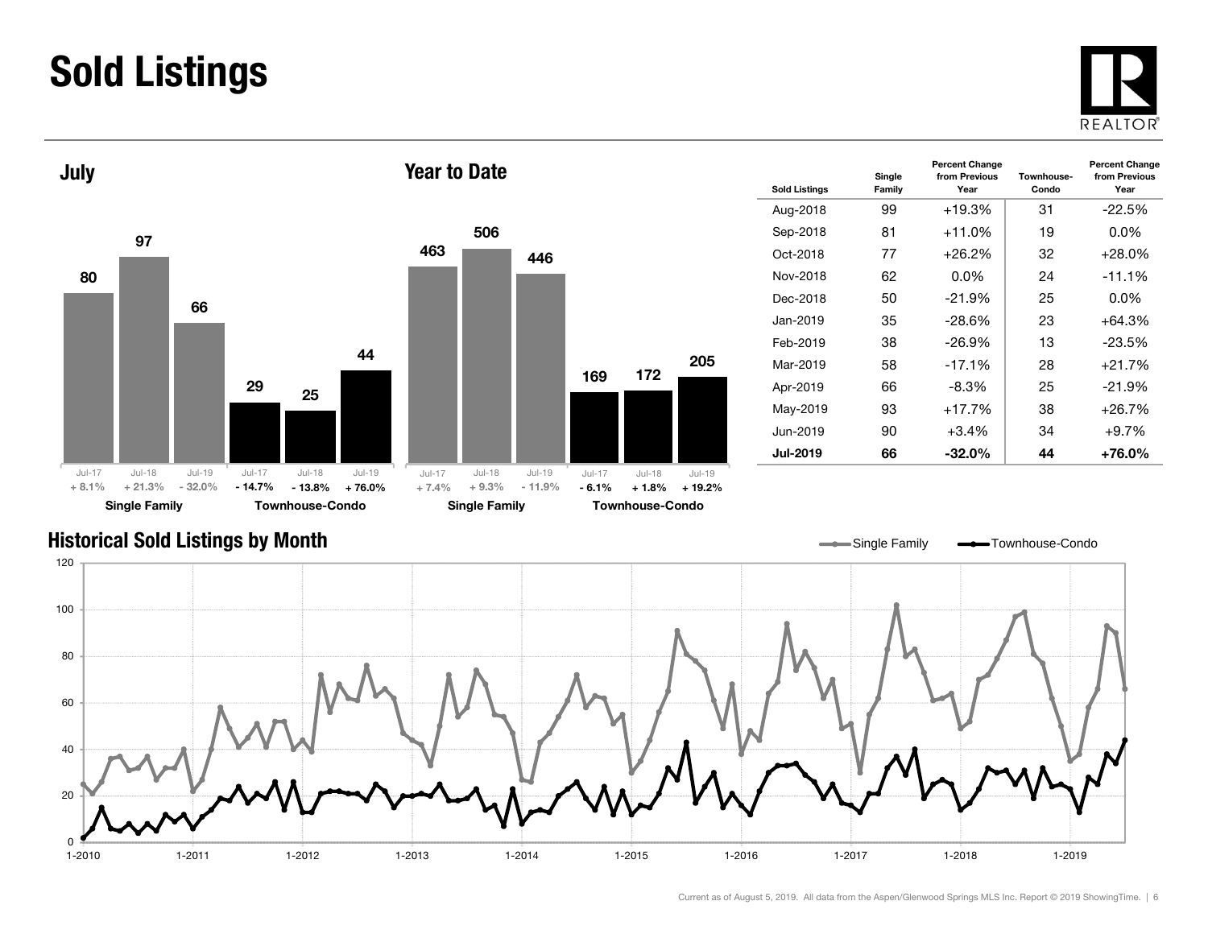# Sold Listings

## July

| | Jul-17 | Jul-18 | Jul-19 |
|---|---|---|---|
| Single Family | 80 | 97 | 66 |
| Percent Change | + 8.1% | + 21.3% | - 32.0% |
| Townhouse-Condo | 29 | 25 | 44 |
| Percent Change | - 14.7% | - 13.8% | + 76.0% |

## Year to Date

| | Jul-17 | Jul-18 | Jul-19 |
|---|---|---|---|
| Single Family | 463 | 506 | 446 |
| Percent Change | + 7.4% | + 9.3% | - 11.9% |
| Townhouse-Condo | 169 | 172 | 205 |
| Percent Change | - 6.1% | + 1.8% | + 19.2% |

| Sold Listings | Single Family | Percent Change from Previous Year | Townhouse-Condo | Percent Change from Previous Year |
|---|---|---|---|---|
| Aug-2018 | 99 | +19.3% | 31 | -22.5% |
| Sep-2018 | 81 | +11.0% | 19 | 0.0% |
| Oct-2018 | 77 | +26.2% | 32 | +28.0% |
| Nov-2018 | 62 | 0.0% | 24 | -11.1% |
| Dec-2018 | 50 | -21.9% | 25 | 0.0% |
| Jan-2019 | 35 | -28.6% | 23 | +64.3% |
| Feb-2019 | 38 | -26.9% | 13 | -23.5% |
| Mar-2019 | 58 | -17.1% | 28 | +21.7% |
| Apr-2019 | 66 | -8.3% | 25 | -21.9% |
| May-2019 | 93 | +17.7% | 38 | +26.7% |
| Jun-2019 | 90 | +3.4% | 34 | +9.7% |
| **Jul-2019** | **66** | **-32.0%** | **44** | **+76.0%** |

## Historical Sold Listings by Month

Single Family — Townhouse-Condo

Current as of August 5, 2019. All data from the Aspen/Glenwood Springs MLS Inc. Report © 2019 ShowingTime.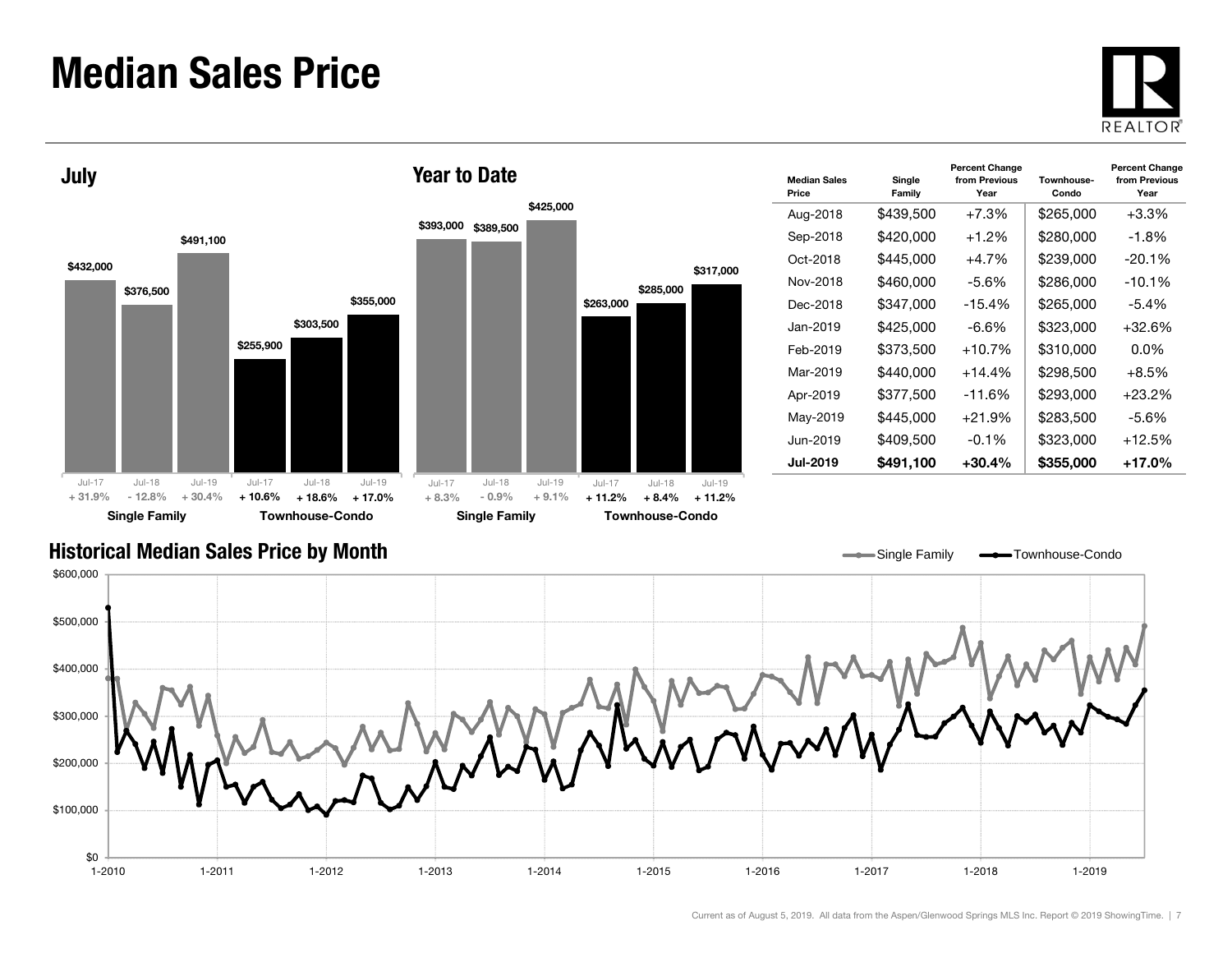# Median Sales Price

## July

| | Jul-17 | Jul-18 | Jul-19 |
|---|---|---|---|
| Single Family | $432,000 | $376,500 | $491,100 |
| Percent Change | + 31.9% | - 12.8% | + 30.4% |
| Townhouse-Condo | $255,900 | $303,500 | $355,000 |
| Percent Change | + 10.6% | + 18.6% | + 17.0% |

## Year to Date

| | Jul-17 | Jul-18 | Jul-19 |
|---|---|---|---|
| Single Family | $393,000 | $389,500 | $425,000 |
| Percent Change | + 8.3% | - 0.9% | + 9.1% |
| Townhouse-Condo | $263,000 | $285,000 | $317,000 |
| Percent Change | + 11.2% | + 8.4% | + 11.2% |

| Median Sales Price | Single Family | Percent Change from Previous Year | Townhouse-Condo | Percent Change from Previous Year |
|---|---|---|---|---|
| Aug-2018 | $439,500 | +7.3% | $265,000 | +3.3% |
| Sep-2018 | $420,000 | +1.2% | $280,000 | -1.8% |
| Oct-2018 | $445,000 | +4.7% | $239,000 | -20.1% |
| Nov-2018 | $460,000 | -5.6% | $286,000 | -10.1% |
| Dec-2018 | $347,000 | -15.4% | $265,000 | -5.4% |
| Jan-2019 | $425,000 | -6.6% | $323,000 | +32.6% |
| Feb-2019 | $373,500 | +10.7% | $310,000 | 0.0% |
| Mar-2019 | $440,000 | +14.4% | $298,500 | +8.5% |
| Apr-2019 | $377,500 | -11.6% | $293,000 | +23.2% |
| May-2019 | $445,000 | +21.9% | $283,500 | -5.6% |
| Jun-2019 | $409,500 | -0.1% | $323,000 | +12.5% |
| **Jul-2019** | **$491,100** | **+30.4%** | **$355,000** | **+17.0%** |

## Historical Median Sales Price by Month

Single Family — Townhouse-Condo

$600,000 / $500,000 / $400,000 / $300,000 / $200,000 / $100,000 / $0

1-2010 1-2011 1-2012 1-2013 1-2014 1-2015 1-2016 1-2017 1-2018 1-2019

Current as of August 5, 2019. All data from the Aspen/Glenwood Springs MLS Inc. Report © 2019 ShowingTime.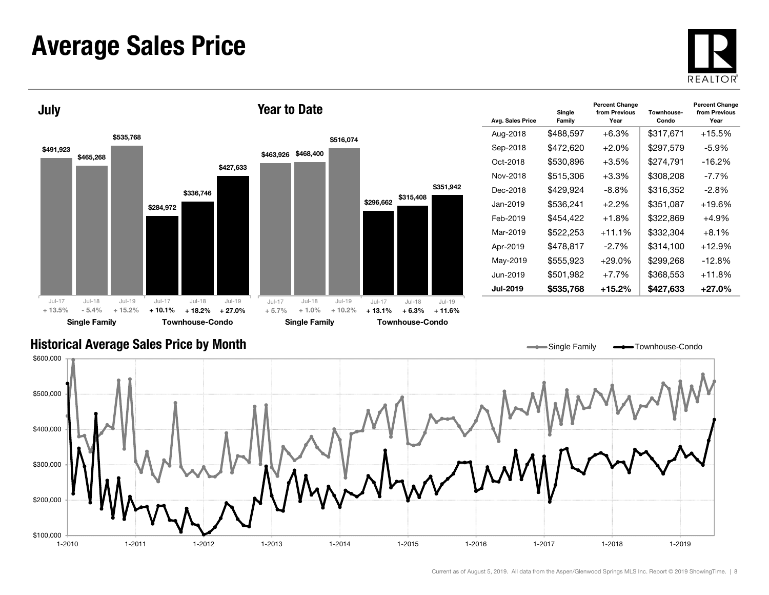# Average Sales Price

## July

| | Jul-17 | Jul-18 | Jul-19 |
|---|---|---|---|
| Single Family | $491,923 | $465,268 | $535,768 |
| Percent Change | + 13.5% | - 5.4% | + 15.2% |
| Townhouse-Condo | $284,972 | $336,746 | $427,633 |
| Percent Change | + 10.1% | + 18.2% | + 27.0% |

## Year to Date

| | Jul-17 | Jul-18 | Jul-19 |
|---|---|---|---|
| Single Family | $463,926 | $468,400 | $516,074 |
| Percent Change | + 5.7% | + 1.0% | + 10.2% |
| Townhouse-Condo | $296,662 | $315,408 | $351,942 |
| Percent Change | + 13.1% | + 6.3% | + 11.6% |

| Avg. Sales Price | Single Family | Percent Change from Previous Year | Townhouse-Condo | Percent Change from Previous Year |
|---|---|---|---|---|
| Aug-2018 | $488,597 | +6.3% | $317,671 | +15.5% |
| Sep-2018 | $472,620 | +2.0% | $297,579 | -5.9% |
| Oct-2018 | $530,896 | +3.5% | $274,791 | -16.2% |
| Nov-2018 | $515,306 | +3.3% | $308,208 | -7.7% |
| Dec-2018 | $429,924 | -8.8% | $316,352 | -2.8% |
| Jan-2019 | $536,241 | +2.2% | $351,087 | +19.6% |
| Feb-2019 | $454,422 | +1.8% | $322,869 | +4.9% |
| Mar-2019 | $522,253 | +11.1% | $332,304 | +8.1% |
| Apr-2019 | $478,817 | -2.7% | $314,100 | +12.9% |
| May-2019 | $555,923 | +29.0% | $299,268 | -12.8% |
| Jun-2019 | $501,982 | +7.7% | $368,553 | +11.8% |
| **Jul-2019** | **$535,768** | **+15.2%** | **$427,633** | **+27.0%** |

## Historical Average Sales Price by Month

Single Family — Townhouse-Condo

Current as of August 5, 2019. All data from the Aspen/Glenwood Springs MLS Inc. Report © 2019 ShowingTime.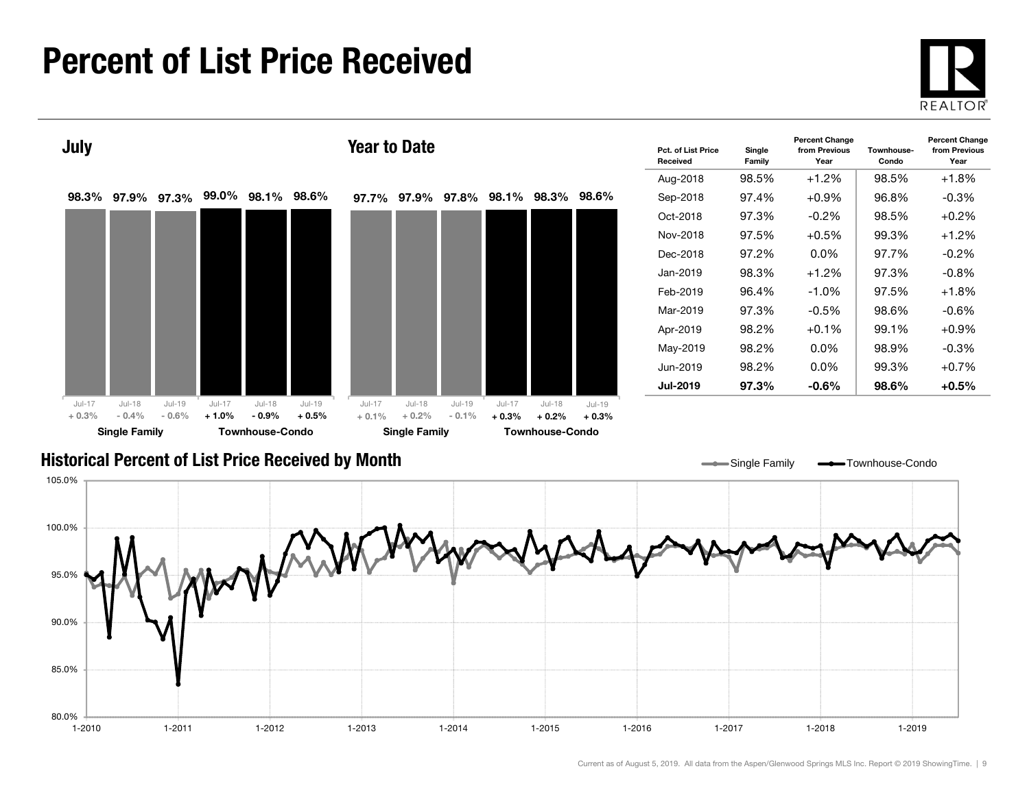# Percent of List Price Received

## July

| | Jul-17 | Jul-18 | Jul-19 |
|---|---|---|---|
| Single Family | 98.3% | 97.9% | 97.3% |
| Change | + 0.3% | - 0.4% | - 0.6% |
| Townhouse-Condo | 99.0% | 98.1% | 98.6% |
| Change | + 1.0% | - 0.9% | + 0.5% |

## Year to Date

| | Jul-17 | Jul-18 | Jul-19 |
|---|---|---|---|
| Single Family | 97.7% | 97.9% | 97.8% |
| Change | + 0.1% | + 0.2% | - 0.1% |
| Townhouse-Condo | 98.1% | 98.3% | 98.6% |
| Change | + 0.3% | + 0.2% | + 0.3% |

| Pct. of List Price Received | Single Family | Percent Change from Previous Year | Townhouse-Condo | Percent Change from Previous Year |
|---|---|---|---|---|
| Aug-2018 | 98.5% | +1.2% | 98.5% | +1.8% |
| Sep-2018 | 97.4% | +0.9% | 96.8% | -0.3% |
| Oct-2018 | 97.3% | -0.2% | 98.5% | +0.2% |
| Nov-2018 | 97.5% | +0.5% | 99.3% | +1.2% |
| Dec-2018 | 97.2% | 0.0% | 97.7% | -0.2% |
| Jan-2019 | 98.3% | +1.2% | 97.3% | -0.8% |
| Feb-2019 | 96.4% | -1.0% | 97.5% | +1.8% |
| Mar-2019 | 97.3% | -0.5% | 98.6% | -0.6% |
| Apr-2019 | 98.2% | +0.1% | 99.1% | +0.9% |
| May-2019 | 98.2% | 0.0% | 98.9% | -0.3% |
| Jun-2019 | 98.2% | 0.0% | 99.3% | +0.7% |
| **Jul-2019** | **97.3%** | **-0.6%** | **98.6%** | **+0.5%** |

## Historical Percent of List Price Received by Month

Single Family — Townhouse-Condo

Current as of August 5, 2019. All data from the Aspen/Glenwood Springs MLS Inc. Report © 2019 ShowingTime.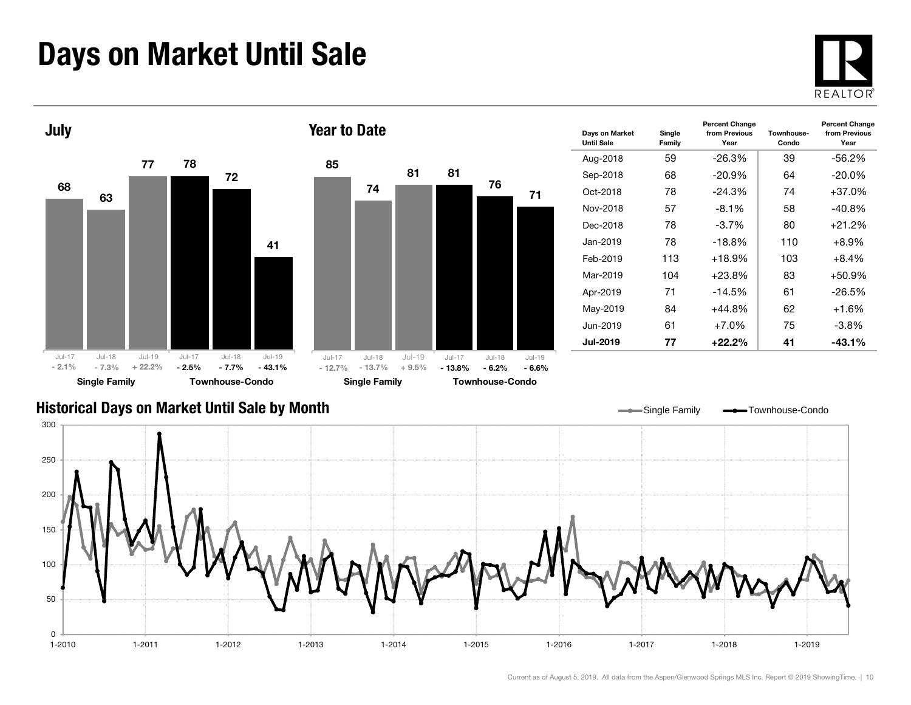# Days on Market Until Sale

## July

| | Jul-17 | Jul-18 | Jul-19 |
|---|---|---|---|
| Single Family | 68 | 63 | 77 |
| Percent Change | - 2.1% | - 7.3% | + 22.2% |
| Townhouse-Condo | 78 | 72 | 41 |
| Percent Change | - 2.5% | - 7.7% | - 43.1% |

## Year to Date

| | Jul-17 | Jul-18 | Jul-19 |
|---|---|---|---|
| Single Family | 85 | 74 | 81 |
| Percent Change | - 12.7% | - 13.7% | + 9.5% |
| Townhouse-Condo | 81 | 76 | 71 |
| Percent Change | - 13.8% | - 6.2% | - 6.6% |

| Days on Market Until Sale | Single Family | Percent Change from Previous Year | Townhouse-Condo | Percent Change from Previous Year |
|---|---|---|---|---|
| Aug-2018 | 59 | -26.3% | 39 | -56.2% |
| Sep-2018 | 68 | -20.9% | 64 | -20.0% |
| Oct-2018 | 78 | -24.3% | 74 | +37.0% |
| Nov-2018 | 57 | -8.1% | 58 | -40.8% |
| Dec-2018 | 78 | -3.7% | 80 | +21.2% |
| Jan-2019 | 78 | -18.8% | 110 | +8.9% |
| Feb-2019 | 113 | +18.9% | 103 | +8.4% |
| Mar-2019 | 104 | +23.8% | 83 | +50.9% |
| Apr-2019 | 71 | -14.5% | 61 | -26.5% |
| May-2019 | 84 | +44.8% | 62 | +1.6% |
| Jun-2019 | 61 | +7.0% | 75 | -3.8% |
| **Jul-2019** | **77** | **+22.2%** | **41** | **-43.1%** |

## Historical Days on Market Until Sale by Month

Current as of August 5, 2019. All data from the Aspen/Glenwood Springs MLS Inc. Report © 2019 ShowingTime.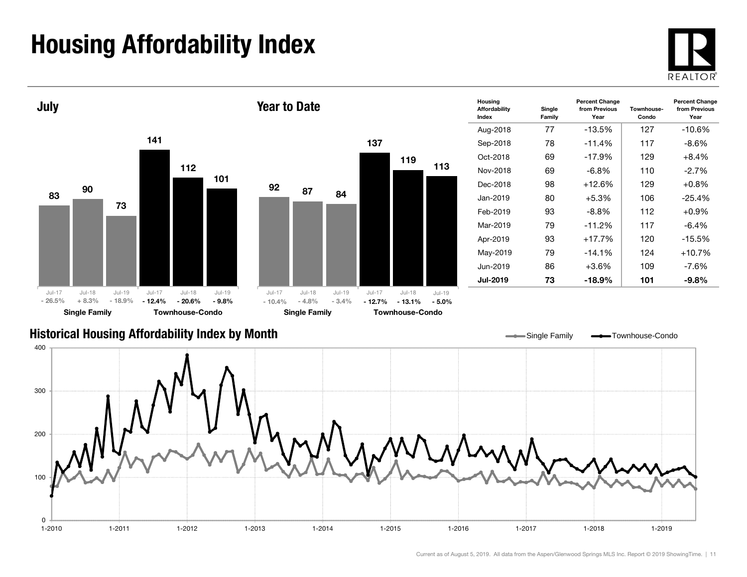# Housing Affordability Index

## July

| | Jul-17 | Jul-18 | Jul-19 |
|---|---|---|---|
| Single Family | 83 | 90 | 73 |
| Percent Change | - 26.5% | + 8.3% | - 18.9% |
| Townhouse-Condo | 141 | 112 | 101 |
| Percent Change | - 12.4% | - 20.6% | - 9.8% |

## Year to Date

| | Jul-17 | Jul-18 | Jul-19 |
|---|---|---|---|
| Single Family | 92 | 87 | 84 |
| Percent Change | - 10.4% | - 4.8% | - 3.4% |
| Townhouse-Condo | 137 | 119 | 113 |
| Percent Change | - 12.7% | - 13.1% | - 5.0% |

| Housing Affordability Index | Single Family | Percent Change from Previous Year | Townhouse-Condo | Percent Change from Previous Year |
|---|---|---|---|---|
| Aug-2018 | 77 | -13.5% | 127 | -10.6% |
| Sep-2018 | 78 | -11.4% | 117 | -8.6% |
| Oct-2018 | 69 | -17.9% | 129 | +8.4% |
| Nov-2018 | 69 | -6.8% | 110 | -2.7% |
| Dec-2018 | 98 | +12.6% | 129 | +0.8% |
| Jan-2019 | 80 | +5.3% | 106 | -25.4% |
| Feb-2019 | 93 | -8.8% | 112 | +0.9% |
| Mar-2019 | 79 | -11.2% | 117 | -6.4% |
| Apr-2019 | 93 | +17.7% | 120 | -15.5% |
| May-2019 | 79 | -14.1% | 124 | +10.7% |
| Jun-2019 | 86 | +3.6% | 109 | -7.6% |
| **Jul-2019** | **73** | **-18.9%** | **101** | **-9.8%** |

## Historical Housing Affordability Index by Month

Single Family — Townhouse-Condo

Current as of August 5, 2019. All data from the Aspen/Glenwood Springs MLS Inc. Report © 2019 ShowingTime.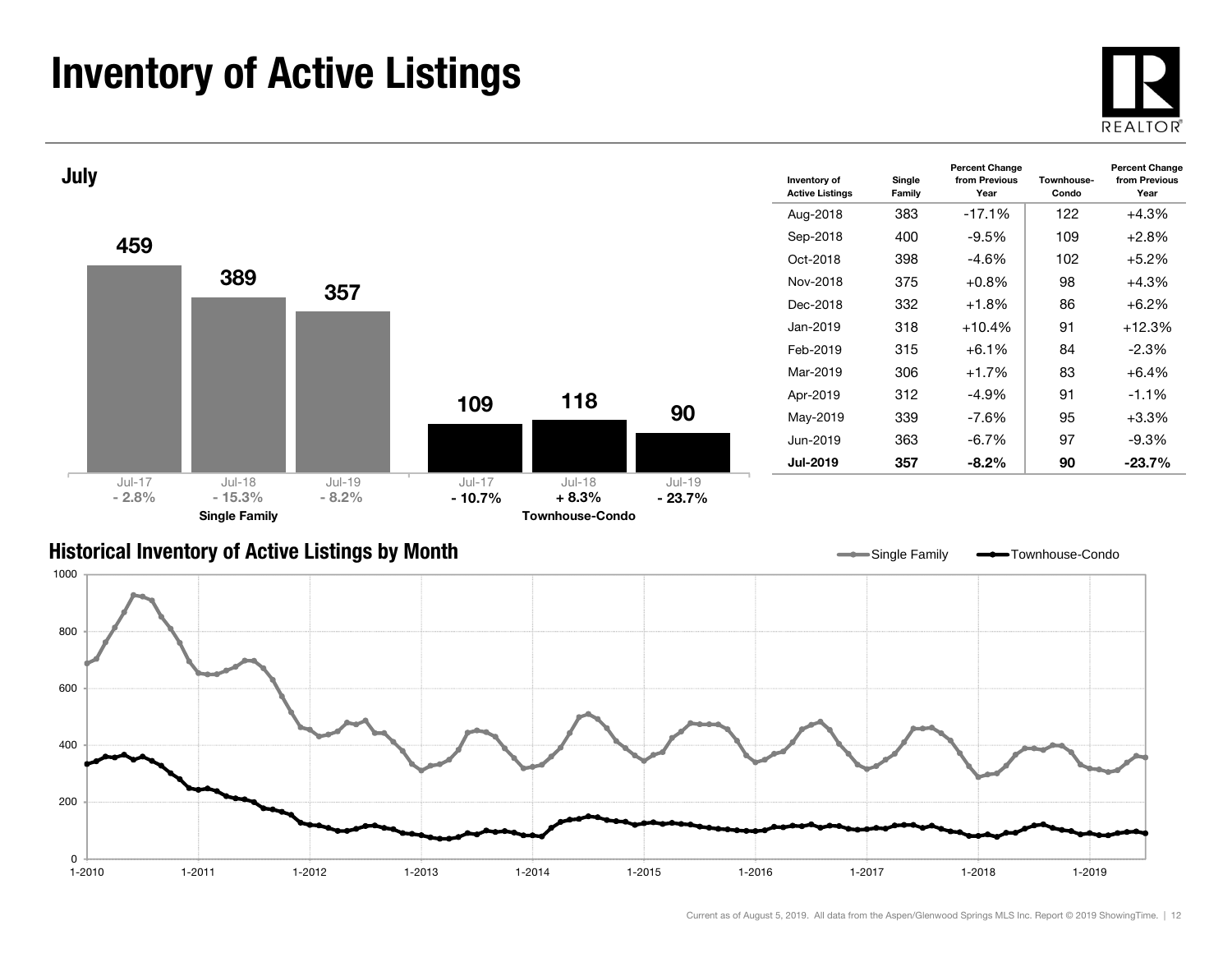# Inventory of Active Listings

## July

| | Jul-17 | Jul-18 | Jul-19 |
|---|---|---|---|
| Single Family | 459 | 389 | 357 |
| Percent Change | - 2.8% | - 15.3% | - 8.2% |
| Townhouse-Condo | 109 | 118 | 90 |
| Percent Change | - 10.7% | + 8.3% | - 23.7% |

| Inventory of Active Listings | Single Family | Percent Change from Previous Year | Townhouse-Condo | Percent Change from Previous Year |
|---|---|---|---|---|
| Aug-2018 | 383 | -17.1% | 122 | +4.3% |
| Sep-2018 | 400 | -9.5% | 109 | +2.8% |
| Oct-2018 | 398 | -4.6% | 102 | +5.2% |
| Nov-2018 | 375 | +0.8% | 98 | +4.3% |
| Dec-2018 | 332 | +1.8% | 86 | +6.2% |
| Jan-2019 | 318 | +10.4% | 91 | +12.3% |
| Feb-2019 | 315 | +6.1% | 84 | -2.3% |
| Mar-2019 | 306 | +1.7% | 83 | +6.4% |
| Apr-2019 | 312 | -4.9% | 91 | -1.1% |
| May-2019 | 339 | -7.6% | 95 | +3.3% |
| Jun-2019 | 363 | -6.7% | 97 | -9.3% |
| **Jul-2019** | **357** | **-8.2%** | **90** | **-23.7%** |

## Historical Inventory of Active Listings by Month

Single Family — Townhouse-Condo

Current as of August 5, 2019. All data from the Aspen/Glenwood Springs MLS Inc. Report © 2019 ShowingTime.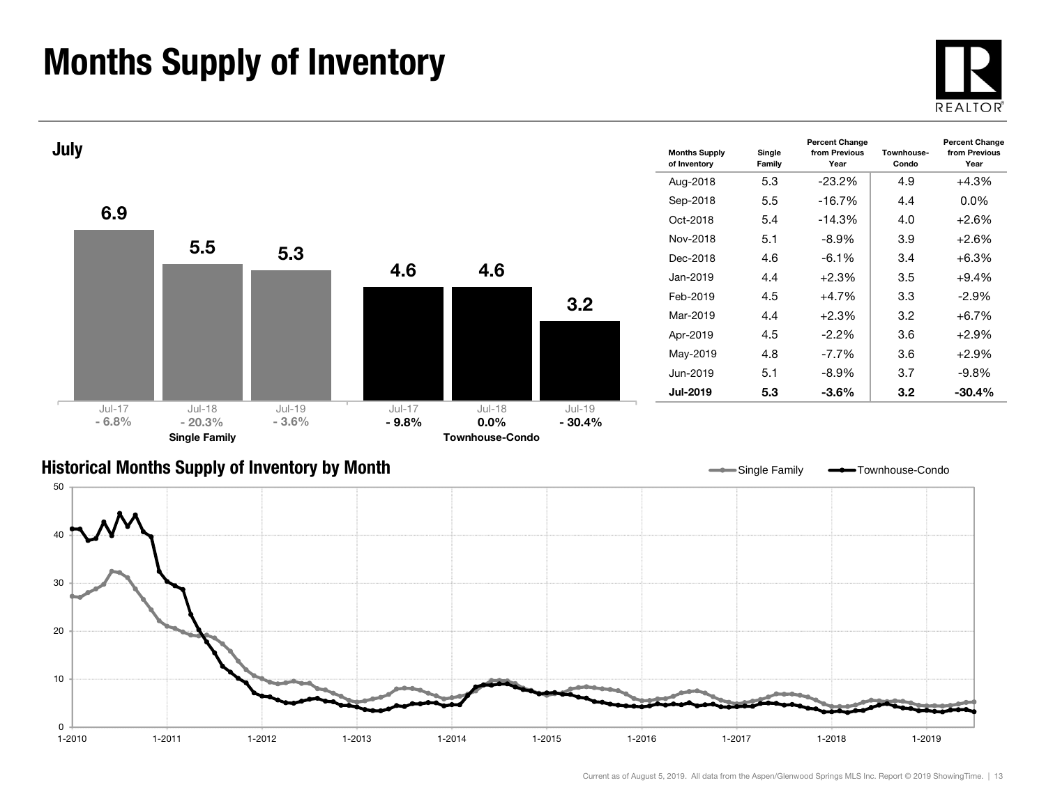# Months Supply of Inventory

## July

| | Jul-17 | Jul-18 | Jul-19 |
|---|---|---|---|
| Single Family | 6.9 | 5.5 | 5.3 |
| Percent Change | - 6.8% | - 20.3% | - 3.6% |
| Townhouse-Condo | 4.6 | 4.6 | 3.2 |
| Percent Change | - 9.8% | 0.0% | - 30.4% |

| Months Supply of Inventory | Single Family | Percent Change from Previous Year | Townhouse-Condo | Percent Change from Previous Year |
|---|---|---|---|---|
| Aug-2018 | 5.3 | -23.2% | 4.9 | +4.3% |
| Sep-2018 | 5.5 | -16.7% | 4.4 | 0.0% |
| Oct-2018 | 5.4 | -14.3% | 4.0 | +2.6% |
| Nov-2018 | 5.1 | -8.9% | 3.9 | +2.6% |
| Dec-2018 | 4.6 | -6.1% | 3.4 | +6.3% |
| Jan-2019 | 4.4 | +2.3% | 3.5 | +9.4% |
| Feb-2019 | 4.5 | +4.7% | 3.3 | -2.9% |
| Mar-2019 | 4.4 | +2.3% | 3.2 | +6.7% |
| Apr-2019 | 4.5 | -2.2% | 3.6 | +2.9% |
| May-2019 | 4.8 | -7.7% | 3.6 | +2.9% |
| Jun-2019 | 5.1 | -8.9% | 3.7 | -9.8% |
| **Jul-2019** | **5.3** | **-3.6%** | **3.2** | **-30.4%** |

## Historical Months Supply of Inventory by Month

Single Family — Townhouse-Condo

Current as of August 5, 2019. All data from the Aspen/Glenwood Springs MLS Inc. Report © 2019 ShowingTime.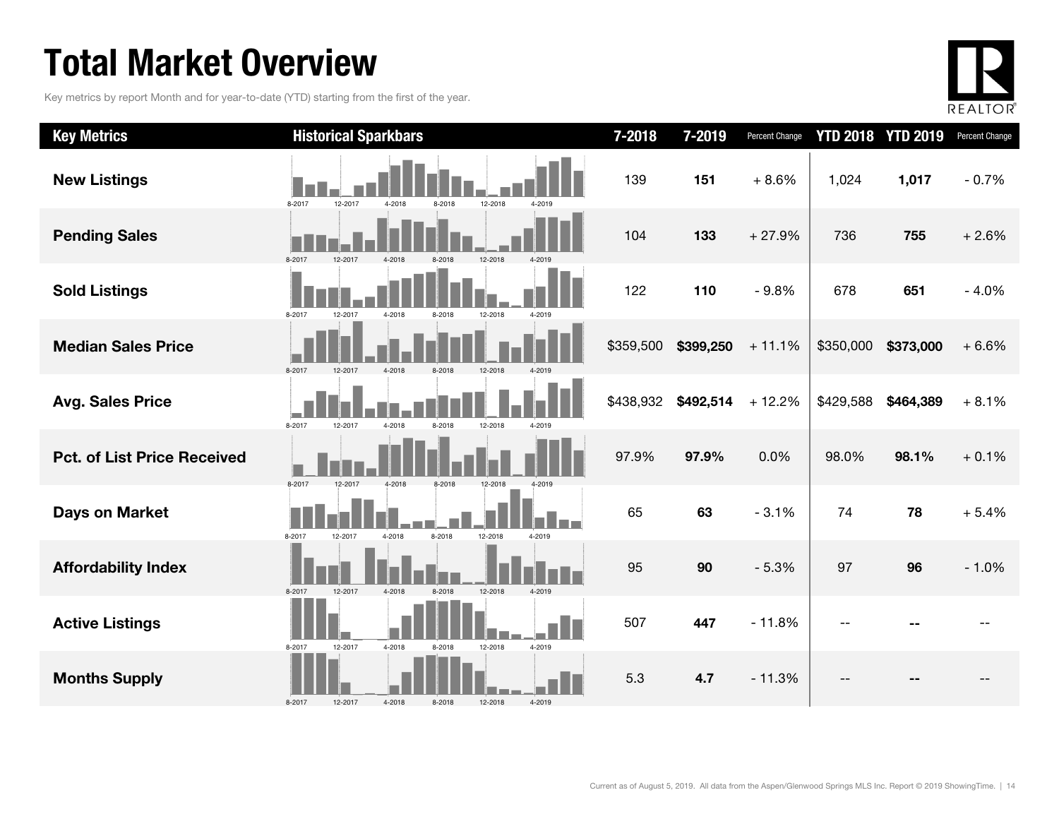# Total Market Overview

Key metrics by report Month and for year-to-date (YTD) starting from the first of the year.

| Key Metrics | Historical Sparkbars | 7-2018 | 7-2019 | Percent Change | YTD 2018 | YTD 2019 | Percent Change |
|---|---|---|---|---|---|---|---|
| New Listings | 8-2017 12-2017 4-2018 8-2018 12-2018 4-2019 | 139 | **151** | + 8.6% | 1,024 | **1,017** | - 0.7% |
| Pending Sales | 8-2017 12-2017 4-2018 8-2018 12-2018 4-2019 | 104 | **133** | + 27.9% | 736 | **755** | + 2.6% |
| Sold Listings | 8-2017 12-2017 4-2018 8-2018 12-2018 4-2019 | 122 | **110** | - 9.8% | 678 | **651** | - 4.0% |
| Median Sales Price | 8-2017 12-2017 4-2018 8-2018 12-2018 4-2019 | $359,500 | **$399,250** | + 11.1% | $350,000 | **$373,000** | + 6.6% |
| Avg. Sales Price | 8-2017 12-2017 4-2018 8-2018 12-2018 4-2019 | $438,932 | **$492,514** | + 12.2% | $429,588 | **$464,389** | + 8.1% |
| Pct. of List Price Received | 8-2017 12-2017 4-2018 8-2018 12-2018 4-2019 | 97.9% | **97.9%** | 0.0% | 98.0% | **98.1%** | + 0.1% |
| Days on Market | 8-2017 12-2017 4-2018 8-2018 12-2018 4-2019 | 65 | **63** | - 3.1% | 74 | **78** | + 5.4% |
| Affordability Index | 8-2017 12-2017 4-2018 8-2018 12-2018 4-2019 | 95 | **90** | - 5.3% | 97 | **96** | - 1.0% |
| Active Listings | 8-2017 12-2017 4-2018 8-2018 12-2018 4-2019 | 507 | **447** | - 11.8% | -- | **--** | -- |
| Months Supply | 8-2017 12-2017 4-2018 8-2018 12-2018 4-2019 | 5.3 | **4.7** | - 11.3% | -- | **--** | -- |

Current as of August 5, 2019. All data from the Aspen/Glenwood Springs MLS Inc. Report © 2019 ShowingTime.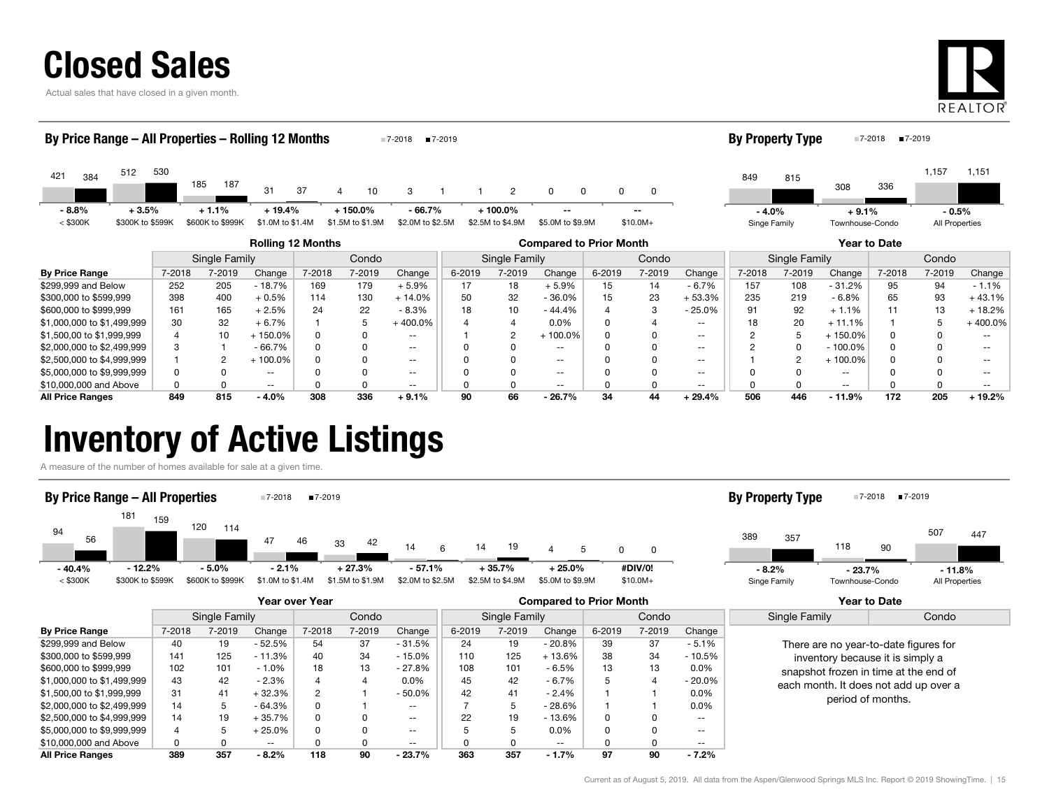# Closed Sales

Actual sales that have closed in a given month.

## By Price Range – All Properties – Rolling 12 Months

| Price Range | 7-2018 | 7-2019 | Change |
|---|---|---|---|
| < $300K | 421 | 384 | - 8.8% |
| $300K to $599K | 512 | 530 | + 3.5% |
| $600K to $999K | 185 | 187 | + 1.1% |
| $1.0M to $1.4M | 31 | 37 | + 19.4% |
| $1.5M to $1.9M | 4 | 10 | + 150.0% |
| $2.0M to $2.5M | 3 | 1 | - 66.7% |
| $2.5M to $4.9M | 1 | 2 | + 100.0% |
| $5.0M to $9.9M | 0 | 0 | -- |
| $10.0M+ | 0 | 0 | -- |

## By Property Type

| Property Type | 7-2018 | 7-2019 | Change |
|---|---|---|---|
| Singe Family | 849 | 815 | - 4.0% |
| Townhouse-Condo | 308 | 336 | + 9.1% |
| All Properties | 1,157 | 1,151 | - 0.5% |

| | Rolling 12 Months | | | | | | Compared to Prior Month | | | | | | Year to Date | | | | | |
|---|---|---|---|---|---|---|---|---|---|---|---|---|---|---|---|---|---|---|
| | Single Family | | | Condo | | | Single Family | | | Condo | | | Single Family | | | Condo | | |
| **By Price Range** | 7-2018 | 7-2019 | Change | 7-2018 | 7-2019 | Change | 6-2019 | 7-2019 | Change | 6-2019 | 7-2019 | Change | 7-2018 | 7-2019 | Change | 7-2018 | 7-2019 | Change |
| $299,999 and Below | 252 | 205 | - 18.7% | 169 | 179 | + 5.9% | 17 | 18 | + 5.9% | 15 | 14 | - 6.7% | 157 | 108 | - 31.2% | 95 | 94 | - 1.1% |
| $300,000 to $599,999 | 398 | 400 | + 0.5% | 114 | 130 | + 14.0% | 50 | 32 | - 36.0% | 15 | 23 | + 53.3% | 235 | 219 | - 6.8% | 65 | 93 | + 43.1% |
| $600,000 to $999,999 | 161 | 165 | + 2.5% | 24 | 22 | - 8.3% | 18 | 10 | - 44.4% | 4 | 3 | - 25.0% | 91 | 92 | + 1.1% | 11 | 13 | + 18.2% |
| $1,000,000 to $1,499,999 | 30 | 32 | + 6.7% | 1 | 5 | + 400.0% | 4 | 4 | 0.0% | 0 | 4 | -- | 18 | 20 | + 11.1% | 1 | 5 | + 400.0% |
| $1,500,00 to $1,999,999 | 4 | 10 | + 150.0% | 0 | 0 | -- | 1 | 2 | + 100.0% | 0 | 0 | -- | 2 | 5 | + 150.0% | 0 | 0 | -- |
| $2,000,000 to $2,499,999 | 3 | 1 | - 66.7% | 0 | 0 | -- | 0 | 0 | -- | 0 | 0 | -- | 2 | 0 | - 100.0% | 0 | 0 | -- |
| $2,500,000 to $4,999,999 | 1 | 2 | + 100.0% | 0 | 0 | -- | 0 | 0 | -- | 0 | 0 | -- | 1 | 2 | + 100.0% | 0 | 0 | -- |
| $5,000,000 to $9,999,999 | 0 | 0 | -- | 0 | 0 | -- | 0 | 0 | -- | 0 | 0 | -- | 0 | 0 | -- | 0 | 0 | -- |
| $10,000,000 and Above | 0 | 0 | -- | 0 | 0 | -- | 0 | 0 | -- | 0 | 0 | -- | 0 | 0 | -- | 0 | 0 | -- |
| **All Price Ranges** | **849** | **815** | **- 4.0%** | **308** | **336** | **+ 9.1%** | **90** | **66** | **- 26.7%** | **34** | **44** | **+ 29.4%** | **506** | **446** | **- 11.9%** | **172** | **205** | **+ 19.2%** |

# Inventory of Active Listings

A measure of the number of homes available for sale at a given time.

## By Price Range – All Properties

| Price Range | 7-2018 | 7-2019 | Change |
|---|---|---|---|
| < $300K | 94 | 56 | - 40.4% |
| $300K to $599K | 181 | 159 | - 12.2% |
| $600K to $999K | 120 | 114 | - 5.0% |
| $1.0M to $1.4M | 47 | 46 | - 2.1% |
| $1.5M to $1.9M | 33 | 42 | + 27.3% |
| $2.0M to $2.5M | 14 | 6 | - 57.1% |
| $2.5M to $4.9M | 14 | 19 | + 35.7% |
| $5.0M to $9.9M | 4 | 5 | + 25.0% |
| $10.0M+ | 0 | 0 | #DIV/0! |

## By Property Type

| Property Type | 7-2018 | 7-2019 | Change |
|---|---|---|---|
| Singe Family | 389 | 357 | - 8.2% |
| Townhouse-Condo | 118 | 90 | - 23.7% |
| All Properties | 507 | 447 | - 11.8% |

| | Year over Year | | | | | | Compared to Prior Month | | | | | |
|---|---|---|---|---|---|---|---|---|---|---|---|---|
| | Single Family | | | Condo | | | Single Family | | | Condo | | |
| **By Price Range** | 7-2018 | 7-2019 | Change | 7-2018 | 7-2019 | Change | 6-2019 | 7-2019 | Change | 6-2019 | 7-2019 | Change |
| $299,999 and Below | 40 | 19 | - 52.5% | 54 | 37 | - 31.5% | 24 | 19 | - 20.8% | 39 | 37 | - 5.1% |
| $300,000 to $599,999 | 141 | 125 | - 11.3% | 40 | 34 | - 15.0% | 110 | 125 | + 13.6% | 38 | 34 | - 10.5% |
| $600,000 to $999,999 | 102 | 101 | - 1.0% | 18 | 13 | - 27.8% | 108 | 101 | - 6.5% | 13 | 13 | 0.0% |
| $1,000,000 to $1,499,999 | 43 | 42 | - 2.3% | 4 | 4 | 0.0% | 45 | 42 | - 6.7% | 5 | 4 | - 20.0% |
| $1,500,00 to $1,999,999 | 31 | 41 | + 32.3% | 2 | 1 | - 50.0% | 42 | 41 | - 2.4% | 1 | 1 | 0.0% |
| $2,000,000 to $2,499,999 | 14 | 5 | - 64.3% | 0 | 1 | -- | 7 | 5 | - 28.6% | 1 | 1 | 0.0% |
| $2,500,000 to $4,999,999 | 14 | 19 | + 35.7% | 0 | 0 | -- | 22 | 19 | - 13.6% | 0 | 0 | -- |
| $5,000,000 to $9,999,999 | 4 | 5 | + 25.0% | 0 | 0 | -- | 5 | 5 | 0.0% | 0 | 0 | -- |
| $10,000,000 and Above | 0 | 0 | -- | 0 | 0 | -- | 0 | 0 | -- | 0 | 0 | -- |
| **All Price Ranges** | **389** | **357** | **- 8.2%** | **118** | **90** | **- 23.7%** | **363** | **357** | **- 1.7%** | **97** | **90** | **- 7.2%** |

**Year to Date** (Single Family / Condo)

There are no year-to-date figures for inventory because it is simply a snapshot frozen in time at the end of each month. It does not add up over a period of months.

Current as of August 5, 2019. All data from the Aspen/Glenwood Springs MLS Inc. Report © 2019 ShowingTime.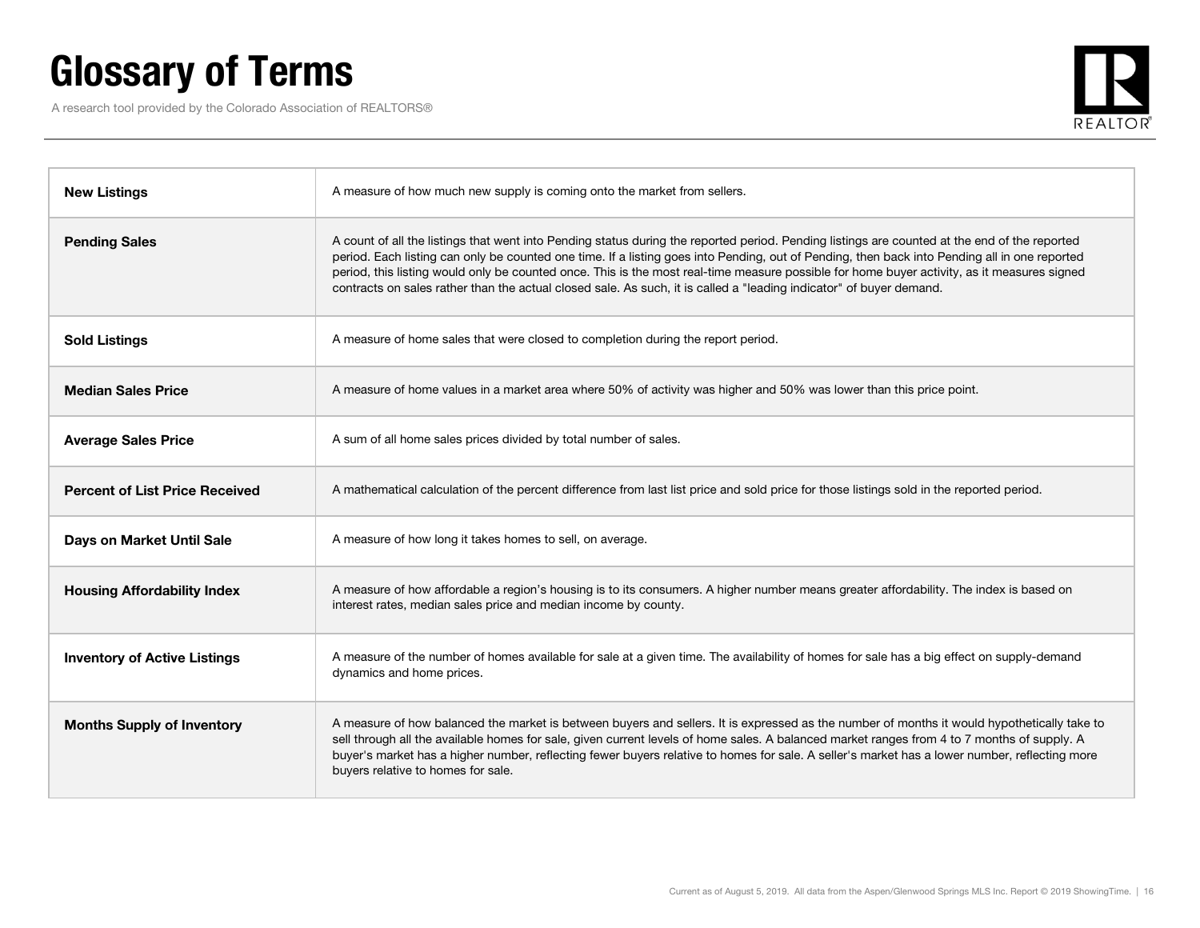# Glossary of Terms

A research tool provided by the Colorado Association of REALTORS®

| | |
|---|---|
| **New Listings** | A measure of how much new supply is coming onto the market from sellers. |
| **Pending Sales** | A count of all the listings that went into Pending status during the reported period. Pending listings are counted at the end of the reported period. Each listing can only be counted one time. If a listing goes into Pending, out of Pending, then back into Pending all in one reported period, this listing would only be counted once. This is the most real-time measure possible for home buyer activity, as it measures signed contracts on sales rather than the actual closed sale. As such, it is called a "leading indicator" of buyer demand. |
| **Sold Listings** | A measure of home sales that were closed to completion during the report period. |
| **Median Sales Price** | A measure of home values in a market area where 50% of activity was higher and 50% was lower than this price point. |
| **Average Sales Price** | A sum of all home sales prices divided by total number of sales. |
| **Percent of List Price Received** | A mathematical calculation of the percent difference from last list price and sold price for those listings sold in the reported period. |
| **Days on Market Until Sale** | A measure of how long it takes homes to sell, on average. |
| **Housing Affordability Index** | A measure of how affordable a region's housing is to its consumers. A higher number means greater affordability. The index is based on interest rates, median sales price and median income by county. |
| **Inventory of Active Listings** | A measure of the number of homes available for sale at a given time. The availability of homes for sale has a big effect on supply-demand dynamics and home prices. |
| **Months Supply of Inventory** | A measure of how balanced the market is between buyers and sellers. It is expressed as the number of months it would hypothetically take to sell through all the available homes for sale, given current levels of home sales. A balanced market ranges from 4 to 7 months of supply. A buyer's market has a higher number, reflecting fewer buyers relative to homes for sale. A seller's market has a lower number, reflecting more buyers relative to homes for sale. |

Current as of August 5, 2019. All data from the Aspen/Glenwood Springs MLS Inc. Report © 2019 ShowingTime.